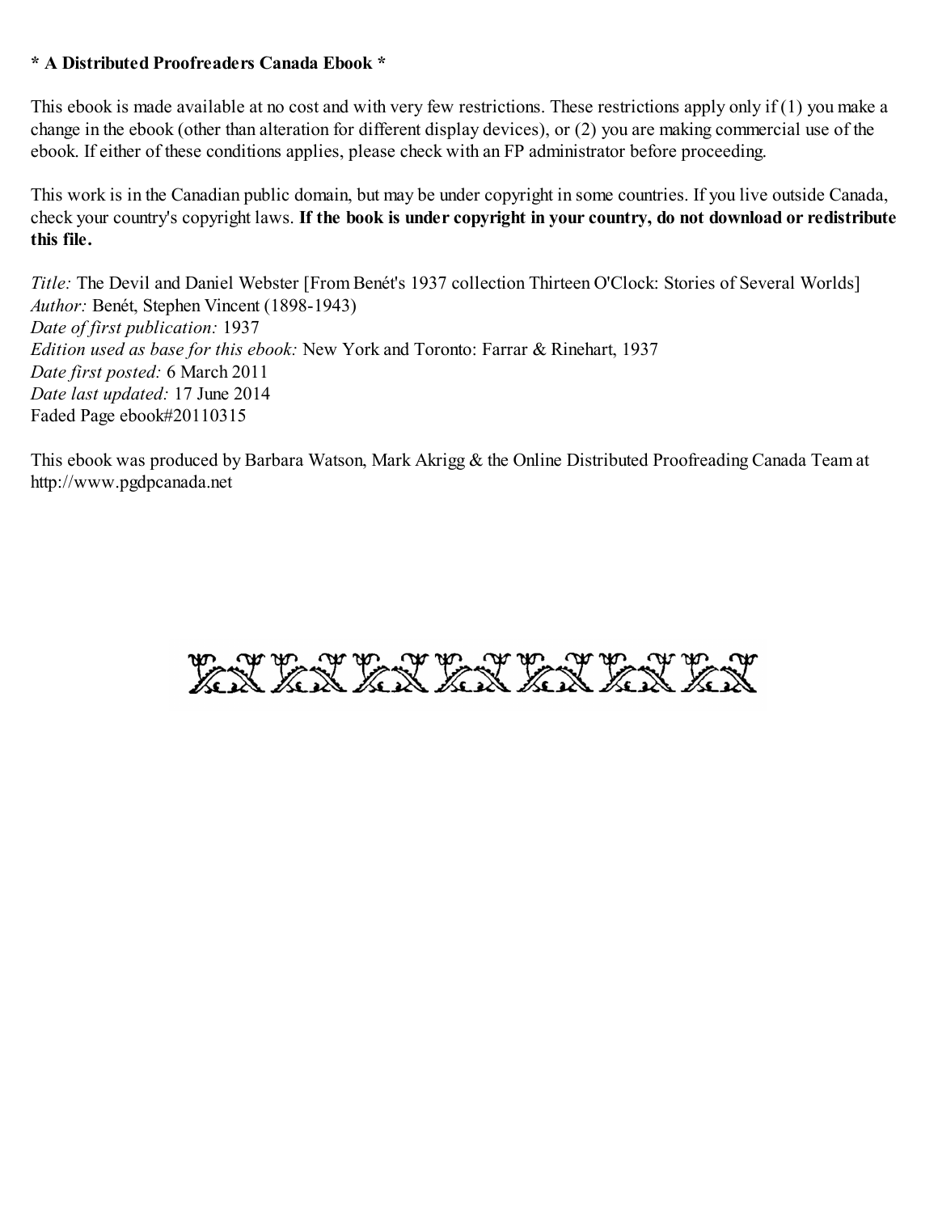**\* A Distributed Proofreaders Canada Ebook \***

This ebook is made available at no cost and with very few restrictions. These restrictions apply only if (1) you make a change in the ebook (other than alteration for different display devices), or (2) you are making commercial use of the ebook. If either of these conditions applies, please check with an FP administrator before proceeding.

This work is in the Canadian public domain, but may be under copyright in some countries. If you live outside Canada, check your country's copyright laws. **If the book is under copyright in your country, do not download or redistribute this file.**

*Title:* The Devil and Daniel Webster [From Benét's 1937 collection Thirteen O'Clock: Stories of Several Worlds]
*Author:* Benét, Stephen Vincent (1898-1943)
*Date of first publication:* 1937
*Edition used as base for this ebook:* New York and Toronto: Farrar & Rinehart, 1937
*Date first posted:* 6 March 2011
*Date last updated:* 17 June 2014
Faded Page ebook#20110315

This ebook was produced by Barbara Watson, Mark Akrigg & the Online Distributed Proofreading Canada Team at http://www.pgdpcanada.net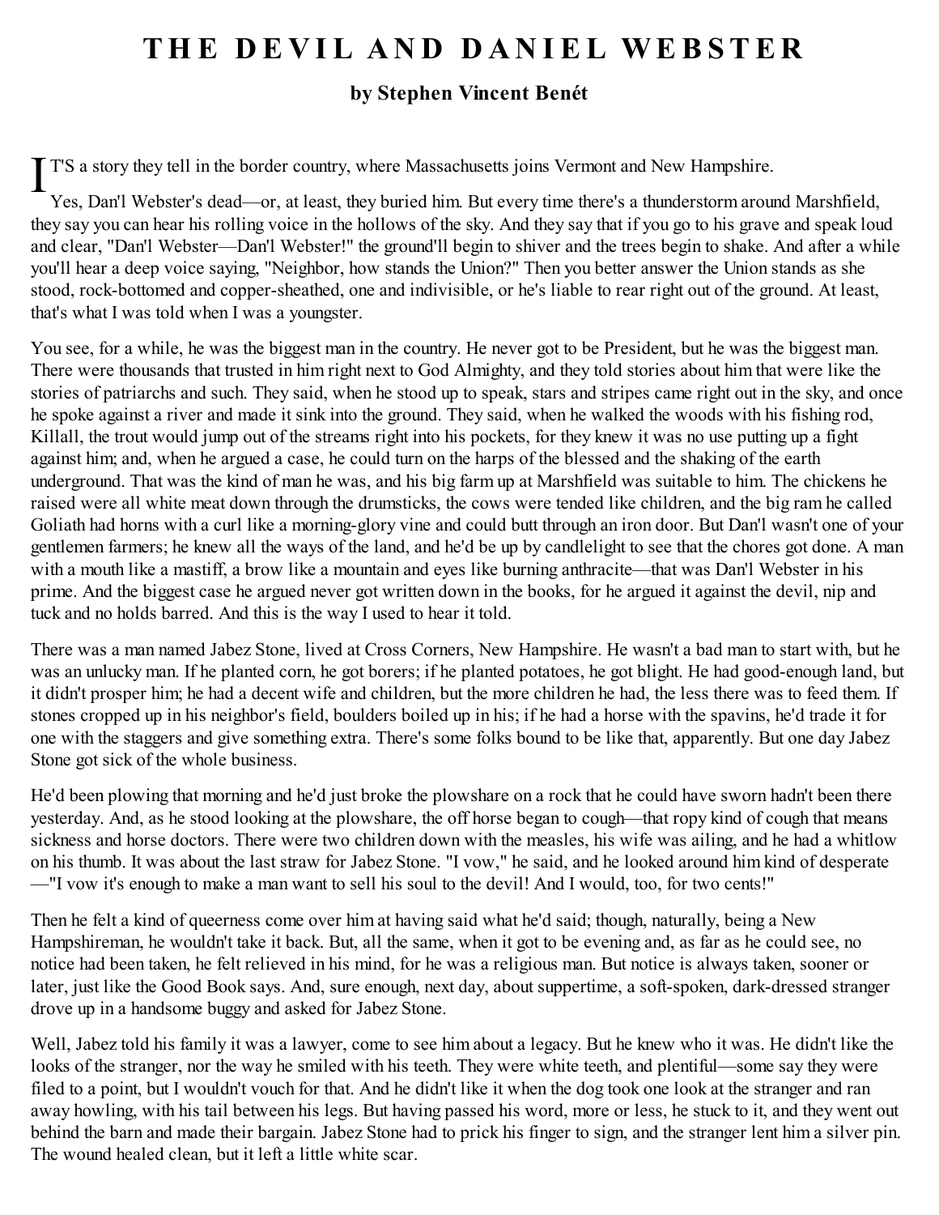# THE DEVIL AND DANIEL WEBSTER

### by Stephen Vincent Benét

IT'S a story they tell in the border country, where Massachusetts joins Vermont and New Hampshire.

Yes, Dan'l Webster's dead—or, at least, they buried him. But every time there's a thunderstorm around Marshfield, they say you can hear his rolling voice in the hollows of the sky. And they say that if you go to his grave and speak loud and clear, "Dan'l Webster—Dan'l Webster!" the ground'll begin to shiver and the trees begin to shake. And after a while you'll hear a deep voice saying, "Neighbor, how stands the Union?" Then you better answer the Union stands as she stood, rock-bottomed and copper-sheathed, one and indivisible, or he's liable to rear right out of the ground. At least, that's what I was told when I was a youngster.

You see, for a while, he was the biggest man in the country. He never got to be President, but he was the biggest man. There were thousands that trusted in him right next to God Almighty, and they told stories about him that were like the stories of patriarchs and such. They said, when he stood up to speak, stars and stripes came right out in the sky, and once he spoke against a river and made it sink into the ground. They said, when he walked the woods with his fishing rod, Killall, the trout would jump out of the streams right into his pockets, for they knew it was no use putting up a fight against him; and, when he argued a case, he could turn on the harps of the blessed and the shaking of the earth underground. That was the kind of man he was, and his big farm up at Marshfield was suitable to him. The chickens he raised were all white meat down through the drumsticks, the cows were tended like children, and the big ram he called Goliath had horns with a curl like a morning-glory vine and could butt through an iron door. But Dan'l wasn't one of your gentlemen farmers; he knew all the ways of the land, and he'd be up by candlelight to see that the chores got done. A man with a mouth like a mastiff, a brow like a mountain and eyes like burning anthracite—that was Dan'l Webster in his prime. And the biggest case he argued never got written down in the books, for he argued it against the devil, nip and tuck and no holds barred. And this is the way I used to hear it told.

There was a man named Jabez Stone, lived at Cross Corners, New Hampshire. He wasn't a bad man to start with, but he was an unlucky man. If he planted corn, he got borers; if he planted potatoes, he got blight. He had good-enough land, but it didn't prosper him; he had a decent wife and children, but the more children he had, the less there was to feed them. If stones cropped up in his neighbor's field, boulders boiled up in his; if he had a horse with the spavins, he'd trade it for one with the staggers and give something extra. There's some folks bound to be like that, apparently. But one day Jabez Stone got sick of the whole business.

He'd been plowing that morning and he'd just broke the plowshare on a rock that he could have sworn hadn't been there yesterday. And, as he stood looking at the plowshare, the off horse began to cough—that ropy kind of cough that means sickness and horse doctors. There were two children down with the measles, his wife was ailing, and he had a whitlow on his thumb. It was about the last straw for Jabez Stone. "I vow," he said, and he looked around him kind of desperate—"I vow it's enough to make a man want to sell his soul to the devil! And I would, too, for two cents!"

Then he felt a kind of queerness come over him at having said what he'd said; though, naturally, being a New Hampshireman, he wouldn't take it back. But, all the same, when it got to be evening and, as far as he could see, no notice had been taken, he felt relieved in his mind, for he was a religious man. But notice is always taken, sooner or later, just like the Good Book says. And, sure enough, next day, about suppertime, a soft-spoken, dark-dressed stranger drove up in a handsome buggy and asked for Jabez Stone.

Well, Jabez told his family it was a lawyer, come to see him about a legacy. But he knew who it was. He didn't like the looks of the stranger, nor the way he smiled with his teeth. They were white teeth, and plentiful—some say they were filed to a point, but I wouldn't vouch for that. And he didn't like it when the dog took one look at the stranger and ran away howling, with his tail between his legs. But having passed his word, more or less, he stuck to it, and they went out behind the barn and made their bargain. Jabez Stone had to prick his finger to sign, and the stranger lent him a silver pin. The wound healed clean, but it left a little white scar.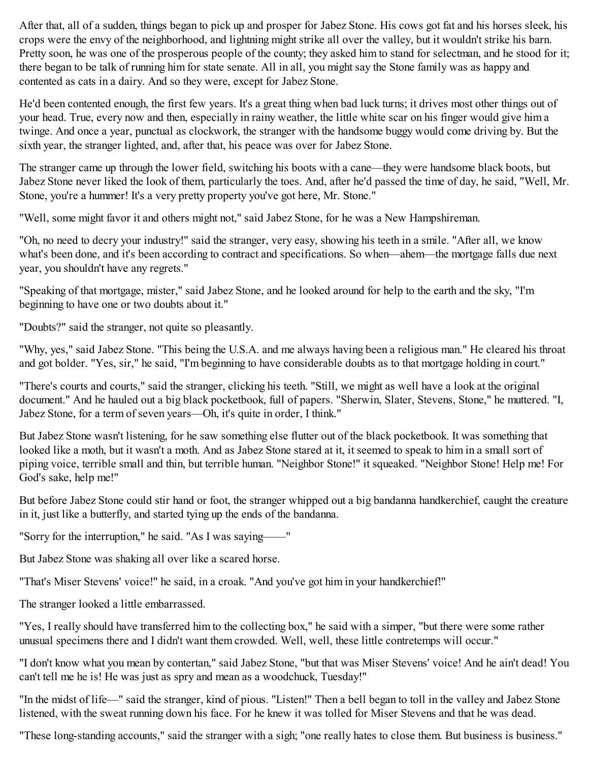After that, all of a sudden, things began to pick up and prosper for Jabez Stone. His cows got fat and his horses sleek, his crops were the envy of the neighborhood, and lightning might strike all over the valley, but it wouldn't strike his barn. Pretty soon, he was one of the prosperous people of the county; they asked him to stand for selectman, and he stood for it; there began to be talk of running him for state senate. All in all, you might say the Stone family was as happy and contented as cats in a dairy. And so they were, except for Jabez Stone.

He'd been contented enough, the first few years. It's a great thing when bad luck turns; it drives most other things out of your head. True, every now and then, especially in rainy weather, the little white scar on his finger would give him a twinge. And once a year, punctual as clockwork, the stranger with the handsome buggy would come driving by. But the sixth year, the stranger lighted, and, after that, his peace was over for Jabez Stone.

The stranger came up through the lower field, switching his boots with a cane—they were handsome black boots, but Jabez Stone never liked the look of them, particularly the toes. And, after he'd passed the time of day, he said, "Well, Mr. Stone, you're a hummer! It's a very pretty property you've got here, Mr. Stone."

"Well, some might favor it and others might not," said Jabez Stone, for he was a New Hampshireman.

"Oh, no need to decry your industry!" said the stranger, very easy, showing his teeth in a smile. "After all, we know what's been done, and it's been according to contract and specifications. So when—ahem—the mortgage falls due next year, you shouldn't have any regrets."

"Speaking of that mortgage, mister," said Jabez Stone, and he looked around for help to the earth and the sky, "I'm beginning to have one or two doubts about it."

"Doubts?" said the stranger, not quite so pleasantly.

"Why, yes," said Jabez Stone. "This being the U.S.A. and me always having been a religious man." He cleared his throat and got bolder. "Yes, sir," he said, "I'm beginning to have considerable doubts as to that mortgage holding in court."

"There's courts and courts," said the stranger, clicking his teeth. "Still, we might as well have a look at the original document." And he hauled out a big black pocketbook, full of papers. "Sherwin, Slater, Stevens, Stone," he muttered. "I, Jabez Stone, for a term of seven years—Oh, it's quite in order, I think."

But Jabez Stone wasn't listening, for he saw something else flutter out of the black pocketbook. It was something that looked like a moth, but it wasn't a moth. And as Jabez Stone stared at it, it seemed to speak to him in a small sort of piping voice, terrible small and thin, but terrible human. "Neighbor Stone!" it squeaked. "Neighbor Stone! Help me! For God's sake, help me!"

But before Jabez Stone could stir hand or foot, the stranger whipped out a big bandanna handkerchief, caught the creature in it, just like a butterfly, and started tying up the ends of the bandanna.

"Sorry for the interruption," he said. "As I was saying——"

But Jabez Stone was shaking all over like a scared horse.

"That's Miser Stevens' voice!" he said, in a croak. "And you've got him in your handkerchief!"

The stranger looked a little embarrassed.

"Yes, I really should have transferred him to the collecting box," he said with a simper, "but there were some rather unusual specimens there and I didn't want them crowded. Well, well, these little contretemps will occur."

"I don't know what you mean by contertan," said Jabez Stone, "but that was Miser Stevens' voice! And he ain't dead! You can't tell me he is! He was just as spry and mean as a woodchuck, Tuesday!"

"In the midst of life—" said the stranger, kind of pious. "Listen!" Then a bell began to toll in the valley and Jabez Stone listened, with the sweat running down his face. For he knew it was tolled for Miser Stevens and that he was dead.

"These long-standing accounts," said the stranger with a sigh; "one really hates to close them. But business is business."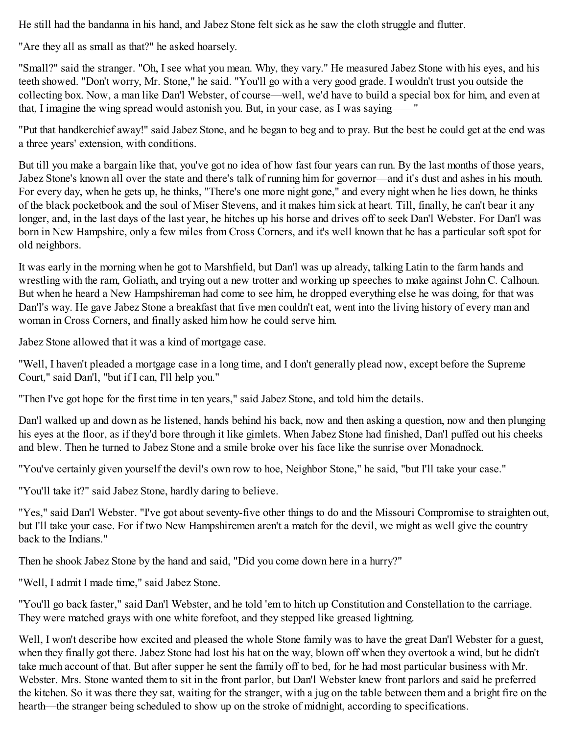He still had the bandanna in his hand, and Jabez Stone felt sick as he saw the cloth struggle and flutter.

"Are they all as small as that?" he asked hoarsely.

"Small?" said the stranger. "Oh, I see what you mean. Why, they vary." He measured Jabez Stone with his eyes, and his teeth showed. "Don't worry, Mr. Stone," he said. "You'll go with a very good grade. I wouldn't trust you outside the collecting box. Now, a man like Dan'l Webster, of course—well, we'd have to build a special box for him, and even at that, I imagine the wing spread would astonish you. But, in your case, as I was saying——"

"Put that handkerchief away!" said Jabez Stone, and he began to beg and to pray. But the best he could get at the end was a three years' extension, with conditions.

But till you make a bargain like that, you've got no idea of how fast four years can run. By the last months of those years, Jabez Stone's known all over the state and there's talk of running him for governor—and it's dust and ashes in his mouth. For every day, when he gets up, he thinks, "There's one more night gone," and every night when he lies down, he thinks of the black pocketbook and the soul of Miser Stevens, and it makes him sick at heart. Till, finally, he can't bear it any longer, and, in the last days of the last year, he hitches up his horse and drives off to seek Dan'l Webster. For Dan'l was born in New Hampshire, only a few miles from Cross Corners, and it's well known that he has a particular soft spot for old neighbors.

It was early in the morning when he got to Marshfield, but Dan'l was up already, talking Latin to the farm hands and wrestling with the ram, Goliath, and trying out a new trotter and working up speeches to make against John C. Calhoun. But when he heard a New Hampshireman had come to see him, he dropped everything else he was doing, for that was Dan'l's way. He gave Jabez Stone a breakfast that five men couldn't eat, went into the living history of every man and woman in Cross Corners, and finally asked him how he could serve him.

Jabez Stone allowed that it was a kind of mortgage case.

"Well, I haven't pleaded a mortgage case in a long time, and I don't generally plead now, except before the Supreme Court," said Dan'l, "but if I can, I'll help you."

"Then I've got hope for the first time in ten years," said Jabez Stone, and told him the details.

Dan'l walked up and down as he listened, hands behind his back, now and then asking a question, now and then plunging his eyes at the floor, as if they'd bore through it like gimlets. When Jabez Stone had finished, Dan'l puffed out his cheeks and blew. Then he turned to Jabez Stone and a smile broke over his face like the sunrise over Monadnock.

"You've certainly given yourself the devil's own row to hoe, Neighbor Stone," he said, "but I'll take your case."

"You'll take it?" said Jabez Stone, hardly daring to believe.

"Yes," said Dan'l Webster. "I've got about seventy-five other things to do and the Missouri Compromise to straighten out, but I'll take your case. For if two New Hampshiremen aren't a match for the devil, we might as well give the country back to the Indians."

Then he shook Jabez Stone by the hand and said, "Did you come down here in a hurry?"

"Well, I admit I made time," said Jabez Stone.

"You'll go back faster," said Dan'l Webster, and he told 'em to hitch up Constitution and Constellation to the carriage. They were matched grays with one white forefoot, and they stepped like greased lightning.

Well, I won't describe how excited and pleased the whole Stone family was to have the great Dan'l Webster for a guest, when they finally got there. Jabez Stone had lost his hat on the way, blown off when they overtook a wind, but he didn't take much account of that. But after supper he sent the family off to bed, for he had most particular business with Mr. Webster. Mrs. Stone wanted them to sit in the front parlor, but Dan'l Webster knew front parlors and said he preferred the kitchen. So it was there they sat, waiting for the stranger, with a jug on the table between them and a bright fire on the hearth—the stranger being scheduled to show up on the stroke of midnight, according to specifications.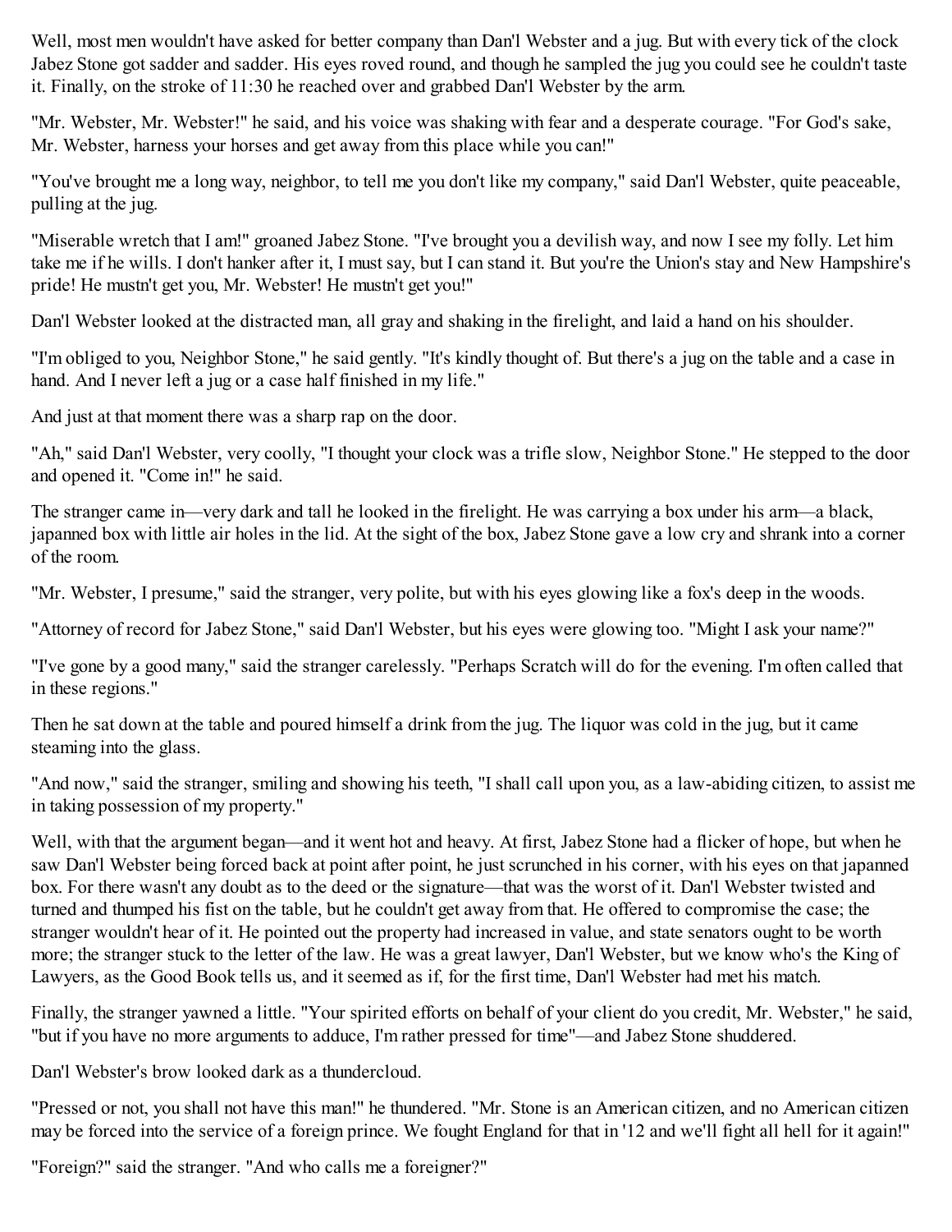Well, most men wouldn't have asked for better company than Dan'l Webster and a jug. But with every tick of the clock Jabez Stone got sadder and sadder. His eyes roved round, and though he sampled the jug you could see he couldn't taste it. Finally, on the stroke of 11:30 he reached over and grabbed Dan'l Webster by the arm.

"Mr. Webster, Mr. Webster!" he said, and his voice was shaking with fear and a desperate courage. "For God's sake, Mr. Webster, harness your horses and get away from this place while you can!"

"You've brought me a long way, neighbor, to tell me you don't like my company," said Dan'l Webster, quite peaceable, pulling at the jug.

"Miserable wretch that I am!" groaned Jabez Stone. "I've brought you a devilish way, and now I see my folly. Let him take me if he wills. I don't hanker after it, I must say, but I can stand it. But you're the Union's stay and New Hampshire's pride! He mustn't get you, Mr. Webster! He mustn't get you!"

Dan'l Webster looked at the distracted man, all gray and shaking in the firelight, and laid a hand on his shoulder.

"I'm obliged to you, Neighbor Stone," he said gently. "It's kindly thought of. But there's a jug on the table and a case in hand. And I never left a jug or a case half finished in my life."

And just at that moment there was a sharp rap on the door.

"Ah," said Dan'l Webster, very coolly, "I thought your clock was a trifle slow, Neighbor Stone." He stepped to the door and opened it. "Come in!" he said.

The stranger came in—very dark and tall he looked in the firelight. He was carrying a box under his arm—a black, japanned box with little air holes in the lid. At the sight of the box, Jabez Stone gave a low cry and shrank into a corner of the room.

"Mr. Webster, I presume," said the stranger, very polite, but with his eyes glowing like a fox's deep in the woods.

"Attorney of record for Jabez Stone," said Dan'l Webster, but his eyes were glowing too. "Might I ask your name?"

"I've gone by a good many," said the stranger carelessly. "Perhaps Scratch will do for the evening. I'm often called that in these regions."

Then he sat down at the table and poured himself a drink from the jug. The liquor was cold in the jug, but it came steaming into the glass.

"And now," said the stranger, smiling and showing his teeth, "I shall call upon you, as a law-abiding citizen, to assist me in taking possession of my property."

Well, with that the argument began—and it went hot and heavy. At first, Jabez Stone had a flicker of hope, but when he saw Dan'l Webster being forced back at point after point, he just scrunched in his corner, with his eyes on that japanned box. For there wasn't any doubt as to the deed or the signature—that was the worst of it. Dan'l Webster twisted and turned and thumped his fist on the table, but he couldn't get away from that. He offered to compromise the case; the stranger wouldn't hear of it. He pointed out the property had increased in value, and state senators ought to be worth more; the stranger stuck to the letter of the law. He was a great lawyer, Dan'l Webster, but we know who's the King of Lawyers, as the Good Book tells us, and it seemed as if, for the first time, Dan'l Webster had met his match.

Finally, the stranger yawned a little. "Your spirited efforts on behalf of your client do you credit, Mr. Webster," he said, "but if you have no more arguments to adduce, I'm rather pressed for time"—and Jabez Stone shuddered.

Dan'l Webster's brow looked dark as a thundercloud.

"Pressed or not, you shall not have this man!" he thundered. "Mr. Stone is an American citizen, and no American citizen may be forced into the service of a foreign prince. We fought England for that in '12 and we'll fight all hell for it again!"

"Foreign?" said the stranger. "And who calls me a foreigner?"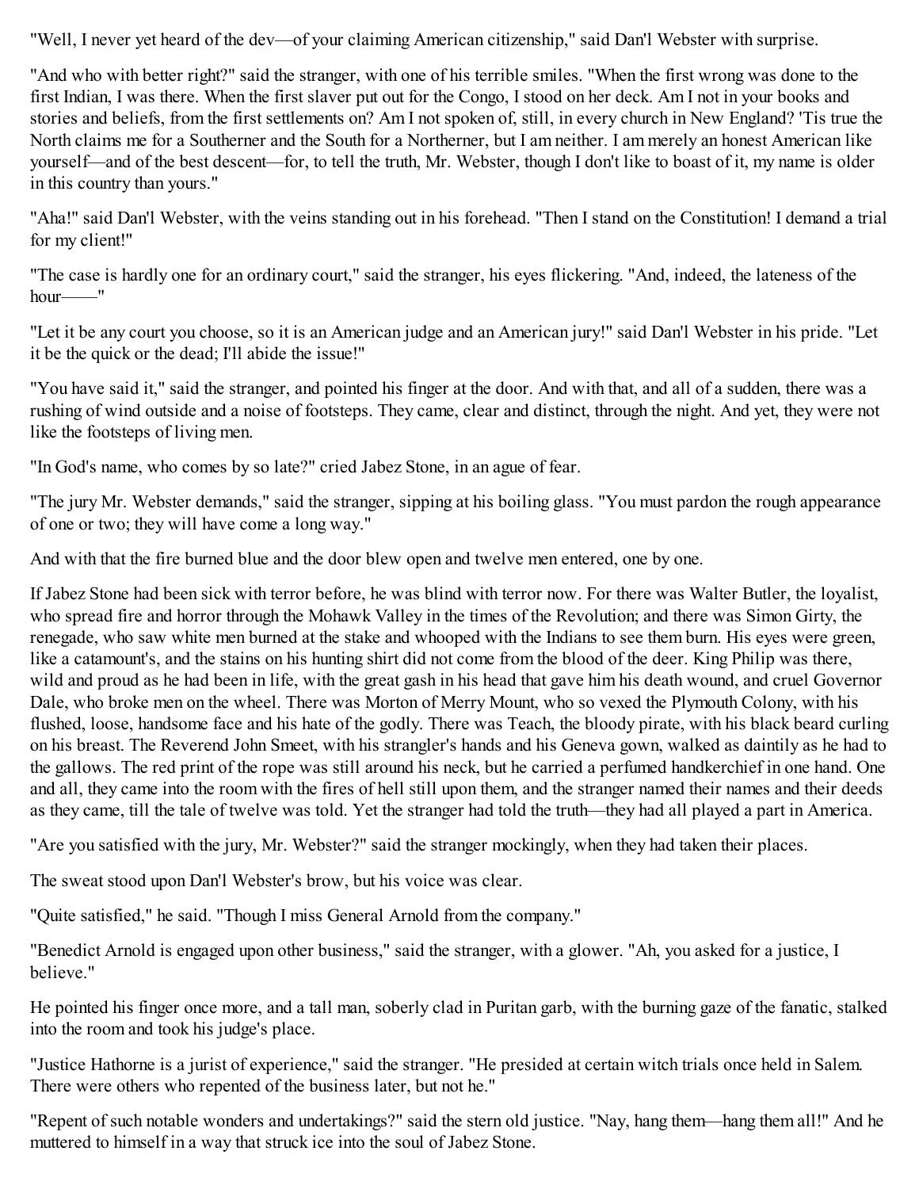"Well, I never yet heard of the dev—of your claiming American citizenship," said Dan'l Webster with surprise.

"And who with better right?" said the stranger, with one of his terrible smiles. "When the first wrong was done to the first Indian, I was there. When the first slaver put out for the Congo, I stood on her deck. Am I not in your books and stories and beliefs, from the first settlements on? Am I not spoken of, still, in every church in New England? 'Tis true the North claims me for a Southerner and the South for a Northerner, but I am neither. I am merely an honest American like yourself—and of the best descent—for, to tell the truth, Mr. Webster, though I don't like to boast of it, my name is older in this country than yours."

"Aha!" said Dan'l Webster, with the veins standing out in his forehead. "Then I stand on the Constitution! I demand a trial for my client!"

"The case is hardly one for an ordinary court," said the stranger, his eyes flickering. "And, indeed, the lateness of the hour——"

"Let it be any court you choose, so it is an American judge and an American jury!" said Dan'l Webster in his pride. "Let it be the quick or the dead; I'll abide the issue!"

"You have said it," said the stranger, and pointed his finger at the door. And with that, and all of a sudden, there was a rushing of wind outside and a noise of footsteps. They came, clear and distinct, through the night. And yet, they were not like the footsteps of living men.

"In God's name, who comes by so late?" cried Jabez Stone, in an ague of fear.

"The jury Mr. Webster demands," said the stranger, sipping at his boiling glass. "You must pardon the rough appearance of one or two; they will have come a long way."

And with that the fire burned blue and the door blew open and twelve men entered, one by one.

If Jabez Stone had been sick with terror before, he was blind with terror now. For there was Walter Butler, the loyalist, who spread fire and horror through the Mohawk Valley in the times of the Revolution; and there was Simon Girty, the renegade, who saw white men burned at the stake and whooped with the Indians to see them burn. His eyes were green, like a catamount's, and the stains on his hunting shirt did not come from the blood of the deer. King Philip was there, wild and proud as he had been in life, with the great gash in his head that gave him his death wound, and cruel Governor Dale, who broke men on the wheel. There was Morton of Merry Mount, who so vexed the Plymouth Colony, with his flushed, loose, handsome face and his hate of the godly. There was Teach, the bloody pirate, with his black beard curling on his breast. The Reverend John Smeet, with his strangler's hands and his Geneva gown, walked as daintily as he had to the gallows. The red print of the rope was still around his neck, but he carried a perfumed handkerchief in one hand. One and all, they came into the room with the fires of hell still upon them, and the stranger named their names and their deeds as they came, till the tale of twelve was told. Yet the stranger had told the truth—they had all played a part in America.

"Are you satisfied with the jury, Mr. Webster?" said the stranger mockingly, when they had taken their places.

The sweat stood upon Dan'l Webster's brow, but his voice was clear.

"Quite satisfied," he said. "Though I miss General Arnold from the company."

"Benedict Arnold is engaged upon other business," said the stranger, with a glower. "Ah, you asked for a justice, I believe."

He pointed his finger once more, and a tall man, soberly clad in Puritan garb, with the burning gaze of the fanatic, stalked into the room and took his judge's place.

"Justice Hathorne is a jurist of experience," said the stranger. "He presided at certain witch trials once held in Salem. There were others who repented of the business later, but not he."

"Repent of such notable wonders and undertakings?" said the stern old justice. "Nay, hang them—hang them all!" And he muttered to himself in a way that struck ice into the soul of Jabez Stone.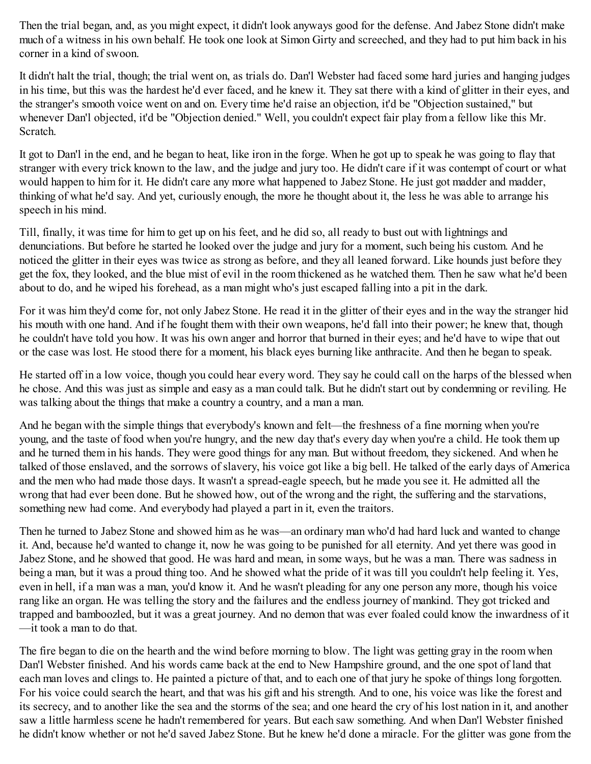Then the trial began, and, as you might expect, it didn't look anyways good for the defense. And Jabez Stone didn't make much of a witness in his own behalf. He took one look at Simon Girty and screeched, and they had to put him back in his corner in a kind of swoon.

It didn't halt the trial, though; the trial went on, as trials do. Dan'l Webster had faced some hard juries and hanging judges in his time, but this was the hardest he'd ever faced, and he knew it. They sat there with a kind of glitter in their eyes, and the stranger's smooth voice went on and on. Every time he'd raise an objection, it'd be "Objection sustained," but whenever Dan'l objected, it'd be "Objection denied." Well, you couldn't expect fair play from a fellow like this Mr. Scratch.

It got to Dan'l in the end, and he began to heat, like iron in the forge. When he got up to speak he was going to flay that stranger with every trick known to the law, and the judge and jury too. He didn't care if it was contempt of court or what would happen to him for it. He didn't care any more what happened to Jabez Stone. He just got madder and madder, thinking of what he'd say. And yet, curiously enough, the more he thought about it, the less he was able to arrange his speech in his mind.

Till, finally, it was time for him to get up on his feet, and he did so, all ready to bust out with lightnings and denunciations. But before he started he looked over the judge and jury for a moment, such being his custom. And he noticed the glitter in their eyes was twice as strong as before, and they all leaned forward. Like hounds just before they get the fox, they looked, and the blue mist of evil in the room thickened as he watched them. Then he saw what he'd been about to do, and he wiped his forehead, as a man might who's just escaped falling into a pit in the dark.

For it was him they'd come for, not only Jabez Stone. He read it in the glitter of their eyes and in the way the stranger hid his mouth with one hand. And if he fought them with their own weapons, he'd fall into their power; he knew that, though he couldn't have told you how. It was his own anger and horror that burned in their eyes; and he'd have to wipe that out or the case was lost. He stood there for a moment, his black eyes burning like anthracite. And then he began to speak.

He started off in a low voice, though you could hear every word. They say he could call on the harps of the blessed when he chose. And this was just as simple and easy as a man could talk. But he didn't start out by condemning or reviling. He was talking about the things that make a country a country, and a man a man.

And he began with the simple things that everybody's known and felt—the freshness of a fine morning when you're young, and the taste of food when you're hungry, and the new day that's every day when you're a child. He took them up and he turned them in his hands. They were good things for any man. But without freedom, they sickened. And when he talked of those enslaved, and the sorrows of slavery, his voice got like a big bell. He talked of the early days of America and the men who had made those days. It wasn't a spread-eagle speech, but he made you see it. He admitted all the wrong that had ever been done. But he showed how, out of the wrong and the right, the suffering and the starvations, something new had come. And everybody had played a part in it, even the traitors.

Then he turned to Jabez Stone and showed him as he was—an ordinary man who'd had hard luck and wanted to change it. And, because he'd wanted to change it, now he was going to be punished for all eternity. And yet there was good in Jabez Stone, and he showed that good. He was hard and mean, in some ways, but he was a man. There was sadness in being a man, but it was a proud thing too. And he showed what the pride of it was till you couldn't help feeling it. Yes, even in hell, if a man was a man, you'd know it. And he wasn't pleading for any one person any more, though his voice rang like an organ. He was telling the story and the failures and the endless journey of mankind. They got tricked and trapped and bamboozled, but it was a great journey. And no demon that was ever foaled could know the inwardness of it—it took a man to do that.

The fire began to die on the hearth and the wind before morning to blow. The light was getting gray in the room when Dan'l Webster finished. And his words came back at the end to New Hampshire ground, and the one spot of land that each man loves and clings to. He painted a picture of that, and to each one of that jury he spoke of things long forgotten. For his voice could search the heart, and that was his gift and his strength. And to one, his voice was like the forest and its secrecy, and to another like the sea and the storms of the sea; and one heard the cry of his lost nation in it, and another saw a little harmless scene he hadn't remembered for years. But each saw something. And when Dan'l Webster finished he didn't know whether or not he'd saved Jabez Stone. But he knew he'd done a miracle. For the glitter was gone from the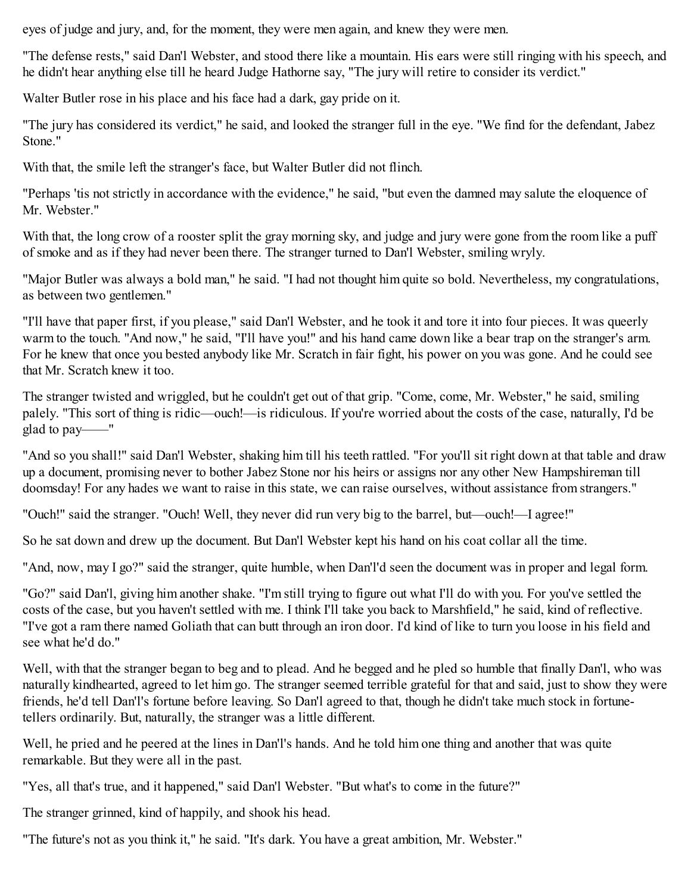eyes of judge and jury, and, for the moment, they were men again, and knew they were men.

"The defense rests," said Dan'l Webster, and stood there like a mountain. His ears were still ringing with his speech, and he didn't hear anything else till he heard Judge Hathorne say, "The jury will retire to consider its verdict."

Walter Butler rose in his place and his face had a dark, gay pride on it.

"The jury has considered its verdict," he said, and looked the stranger full in the eye. "We find for the defendant, Jabez Stone."

With that, the smile left the stranger's face, but Walter Butler did not flinch.

"Perhaps 'tis not strictly in accordance with the evidence," he said, "but even the damned may salute the eloquence of Mr. Webster."

With that, the long crow of a rooster split the gray morning sky, and judge and jury were gone from the room like a puff of smoke and as if they had never been there. The stranger turned to Dan'l Webster, smiling wryly.

"Major Butler was always a bold man," he said. "I had not thought him quite so bold. Nevertheless, my congratulations, as between two gentlemen."

"I'll have that paper first, if you please," said Dan'l Webster, and he took it and tore it into four pieces. It was queerly warm to the touch. "And now," he said, "I'll have you!" and his hand came down like a bear trap on the stranger's arm. For he knew that once you bested anybody like Mr. Scratch in fair fight, his power on you was gone. And he could see that Mr. Scratch knew it too.

The stranger twisted and wriggled, but he couldn't get out of that grip. "Come, come, Mr. Webster," he said, smiling palely. "This sort of thing is ridic—ouch!—is ridiculous. If you're worried about the costs of the case, naturally, I'd be glad to pay——"

"And so you shall!" said Dan'l Webster, shaking him till his teeth rattled. "For you'll sit right down at that table and draw up a document, promising never to bother Jabez Stone nor his heirs or assigns nor any other New Hampshireman till doomsday! For any hades we want to raise in this state, we can raise ourselves, without assistance from strangers."

"Ouch!" said the stranger. "Ouch! Well, they never did run very big to the barrel, but—ouch!—I agree!"

So he sat down and drew up the document. But Dan'l Webster kept his hand on his coat collar all the time.

"And, now, may I go?" said the stranger, quite humble, when Dan'l'd seen the document was in proper and legal form.

"Go?" said Dan'l, giving him another shake. "I'm still trying to figure out what I'll do with you. For you've settled the costs of the case, but you haven't settled with me. I think I'll take you back to Marshfield," he said, kind of reflective. "I've got a ram there named Goliath that can butt through an iron door. I'd kind of like to turn you loose in his field and see what he'd do."

Well, with that the stranger began to beg and to plead. And he begged and he pled so humble that finally Dan'l, who was naturally kindhearted, agreed to let him go. The stranger seemed terrible grateful for that and said, just to show they were friends, he'd tell Dan'l's fortune before leaving. So Dan'l agreed to that, though he didn't take much stock in fortune-tellers ordinarily. But, naturally, the stranger was a little different.

Well, he pried and he peered at the lines in Dan'l's hands. And he told him one thing and another that was quite remarkable. But they were all in the past.

"Yes, all that's true, and it happened," said Dan'l Webster. "But what's to come in the future?"

The stranger grinned, kind of happily, and shook his head.

"The future's not as you think it," he said. "It's dark. You have a great ambition, Mr. Webster."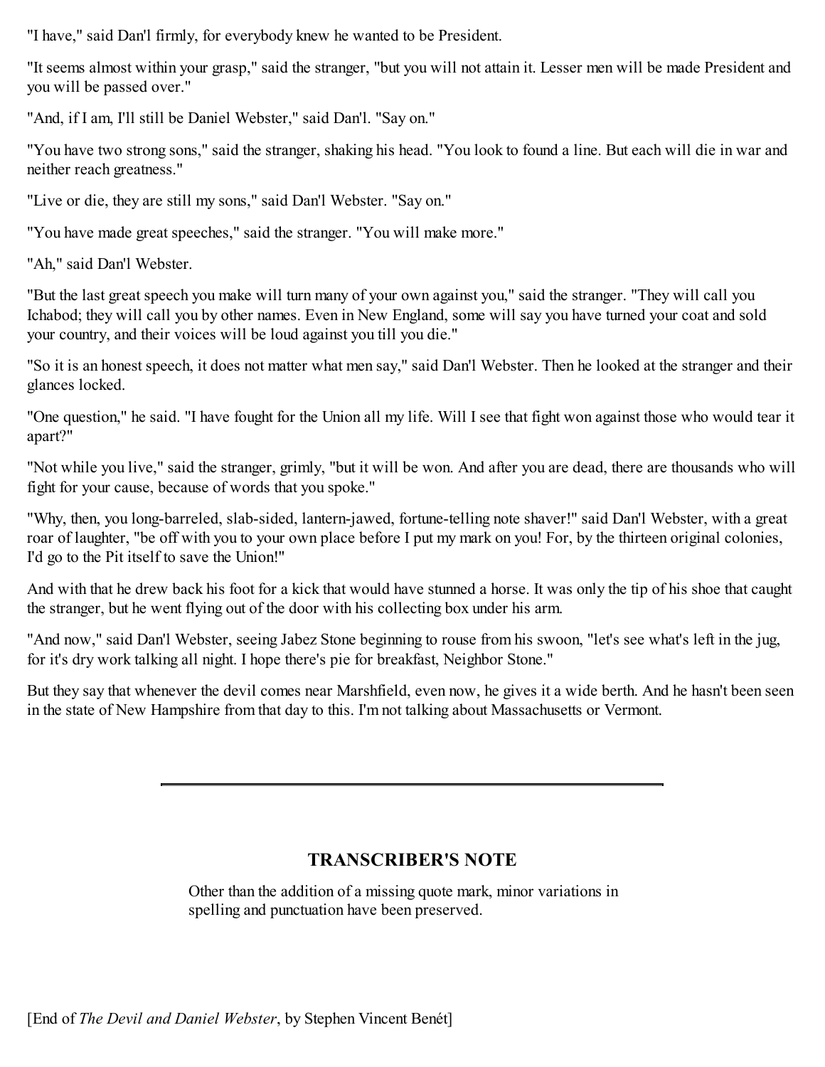"I have," said Dan'l firmly, for everybody knew he wanted to be President.

"It seems almost within your grasp," said the stranger, "but you will not attain it. Lesser men will be made President and you will be passed over."

"And, if I am, I'll still be Daniel Webster," said Dan'l. "Say on."

"You have two strong sons," said the stranger, shaking his head. "You look to found a line. But each will die in war and neither reach greatness."

"Live or die, they are still my sons," said Dan'l Webster. "Say on."

"You have made great speeches," said the stranger. "You will make more."

"Ah," said Dan'l Webster.

"But the last great speech you make will turn many of your own against you," said the stranger. "They will call you Ichabod; they will call you by other names. Even in New England, some will say you have turned your coat and sold your country, and their voices will be loud against you till you die."

"So it is an honest speech, it does not matter what men say," said Dan'l Webster. Then he looked at the stranger and their glances locked.

"One question," he said. "I have fought for the Union all my life. Will I see that fight won against those who would tear it apart?"

"Not while you live," said the stranger, grimly, "but it will be won. And after you are dead, there are thousands who will fight for your cause, because of words that you spoke."

"Why, then, you long-barreled, slab-sided, lantern-jawed, fortune-telling note shaver!" said Dan'l Webster, with a great roar of laughter, "be off with you to your own place before I put my mark on you! For, by the thirteen original colonies, I'd go to the Pit itself to save the Union!"

And with that he drew back his foot for a kick that would have stunned a horse. It was only the tip of his shoe that caught the stranger, but he went flying out of the door with his collecting box under his arm.

"And now," said Dan'l Webster, seeing Jabez Stone beginning to rouse from his swoon, "let's see what's left in the jug, for it's dry work talking all night. I hope there's pie for breakfast, Neighbor Stone."

But they say that whenever the devil comes near Marshfield, even now, he gives it a wide berth. And he hasn't been seen in the state of New Hampshire from that day to this. I'm not talking about Massachusetts or Vermont.

---

## TRANSCRIBER'S NOTE

Other than the addition of a missing quote mark, minor variations in spelling and punctuation have been preserved.

[End of *The Devil and Daniel Webster*, by Stephen Vincent Benét]